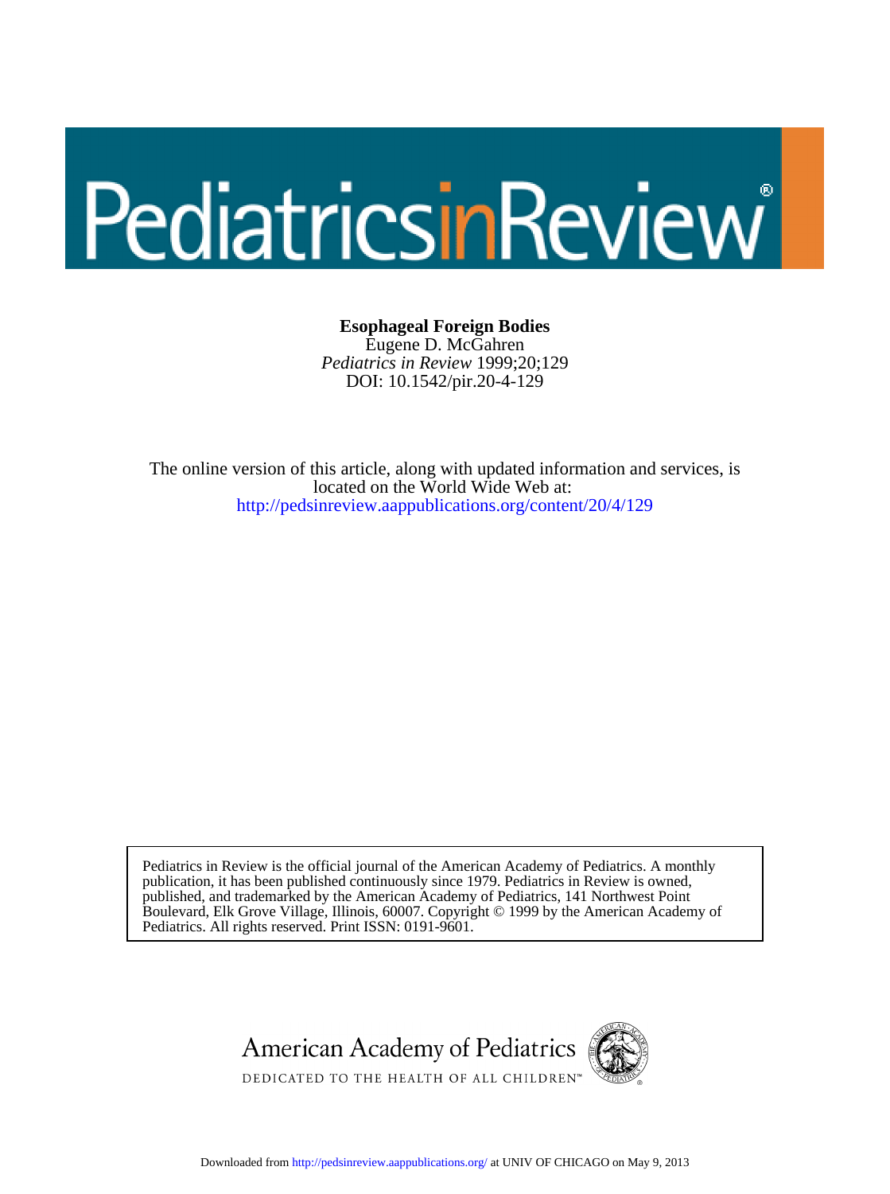**Esophageal Foreign Bodies**

Eugene D. McGahren

*Pediatrics in Review* 1999;20;129

DOI: 10.1542/pir.20-4-129

The online version of this article, along with updated information and services, is located on the World Wide Web at:

http://pedsinreview.aappublications.org/content/20/4/129

Pediatrics in Review is the official journal of the American Academy of Pediatrics. A monthly publication, it has been published continuously since 1979. Pediatrics in Review is owned, published, and trademarked by the American Academy of Pediatrics, 141 Northwest Point Boulevard, Elk Grove Village, Illinois, 60007. Copyright © 1999 by the American Academy of Pediatrics. All rights reserved. Print ISSN: 0191-9601.

American Academy of Pediatrics

DEDICATED TO THE HEALTH OF ALL CHILDREN™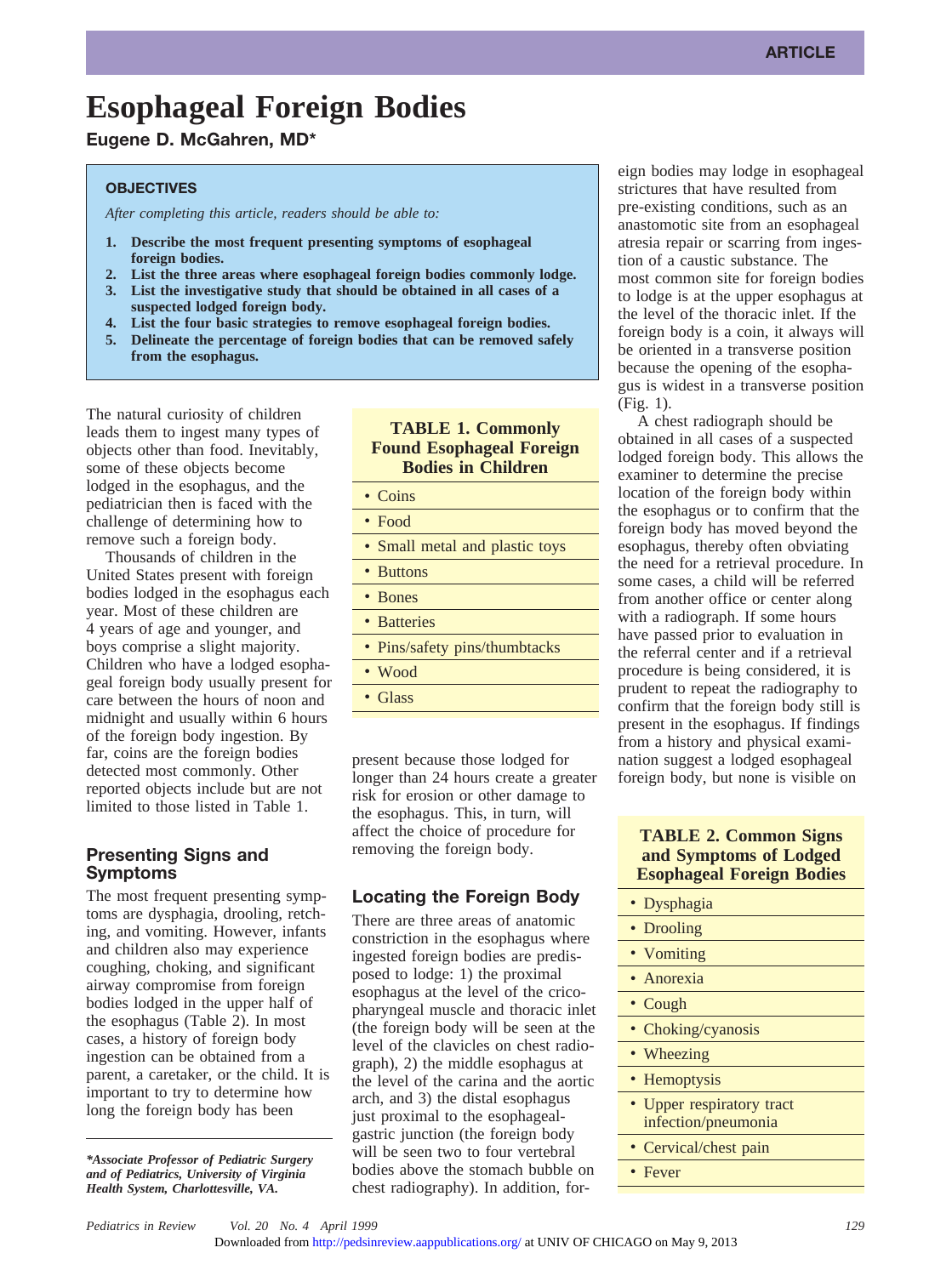ARTICLE

# Esophageal Foreign Bodies

**Eugene D. McGahren, MD***

**OBJECTIVES**

*After completing this article, readers should be able to:*

1. **Describe the most frequent presenting symptoms of esophageal foreign bodies.**
2. **List the three areas where esophageal foreign bodies commonly lodge.**
3. **List the investigative study that should be obtained in all cases of a suspected lodged foreign body.**
4. **List the four basic strategies to remove esophageal foreign bodies.**
5. **Delineate the percentage of foreign bodies that can be removed safely from the esophagus.**

The natural curiosity of children leads them to ingest many types of objects other than food. Inevitably, some of these objects become lodged in the esophagus, and the pediatrician then is faced with the challenge of determining how to remove such a foreign body.

Thousands of children in the United States present with foreign bodies lodged in the esophagus each year. Most of these children are 4 years of age and younger, and boys comprise a slight majority. Children who have a lodged esophageal foreign body usually present for care between the hours of noon and midnight and usually within 6 hours of the foreign body ingestion. By far, coins are the foreign bodies detected most commonly. Other reported objects include but are not limited to those listed in Table 1.

| TABLE 1. Commonly Found Esophageal Foreign Bodies in Children |
|---|
| • Coins |
| • Food |
| • Small metal and plastic toys |
| • Buttons |
| • Bones |
| • Batteries |
| • Pins/safety pins/thumbtacks |
| • Wood |
| • Glass |

## Presenting Signs and Symptoms

The most frequent presenting symptoms are dysphagia, drooling, retching, and vomiting. However, infants and children also may experience coughing, choking, and significant airway compromise from foreign bodies lodged in the upper half of the esophagus (Table 2). In most cases, a history of foreign body ingestion can be obtained from a parent, a caretaker, or the child. It is important to try to determine how long the foreign body has been present because those lodged for longer than 24 hours create a greater risk for erosion or other damage to the esophagus. This, in turn, will affect the choice of procedure for removing the foreign body.

## Locating the Foreign Body

There are three areas of anatomic constriction in the esophagus where ingested foreign bodies are predisposed to lodge: 1) the proximal esophagus at the level of the cricopharyngeal muscle and thoracic inlet (the foreign body will be seen at the level of the clavicles on chest radiograph), 2) the middle esophagus at the level of the carina and the aortic arch, and 3) the distal esophagus just proximal to the esophageal-gastric junction (the foreign body will be seen two to four vertebral bodies above the stomach bubble on chest radiography). In addition, foreign bodies may lodge in esophageal strictures that have resulted from pre-existing conditions, such as an anastomotic site from an esophageal atresia repair or scarring from ingestion of a caustic substance. The most common site for foreign bodies to lodge is at the upper esophagus at the level of the thoracic inlet. If the foreign body is a coin, it always will be oriented in a transverse position because the opening of the esophagus is widest in a transverse position (Fig. 1).

A chest radiograph should be obtained in all cases of a suspected lodged foreign body. This allows the examiner to determine the precise location of the foreign body within the esophagus or to confirm that the foreign body has moved beyond the esophagus, thereby often obviating the need for a retrieval procedure. In some cases, a child will be referred from another office or center along with a radiograph. If some hours have passed prior to evaluation in the referral center and if a retrieval procedure is being considered, it is prudent to repeat the radiography to confirm that the foreign body still is present in the esophagus. If findings from a history and physical examination suggest a lodged esophageal foreign body, but none is visible on

| TABLE 2. Common Signs and Symptoms of Lodged Esophageal Foreign Bodies |
|---|
| • Dysphagia |
| • Drooling |
| • Vomiting |
| • Anorexia |
| • Cough |
| • Choking/cyanosis |
| • Wheezing |
| • Hemoptysis |
| • Upper respiratory tract infection/pneumonia |
| • Cervical/chest pain |
| • Fever |

*Associate Professor of Pediatric Surgery and of Pediatrics, University of Virginia Health System, Charlottesville, VA.*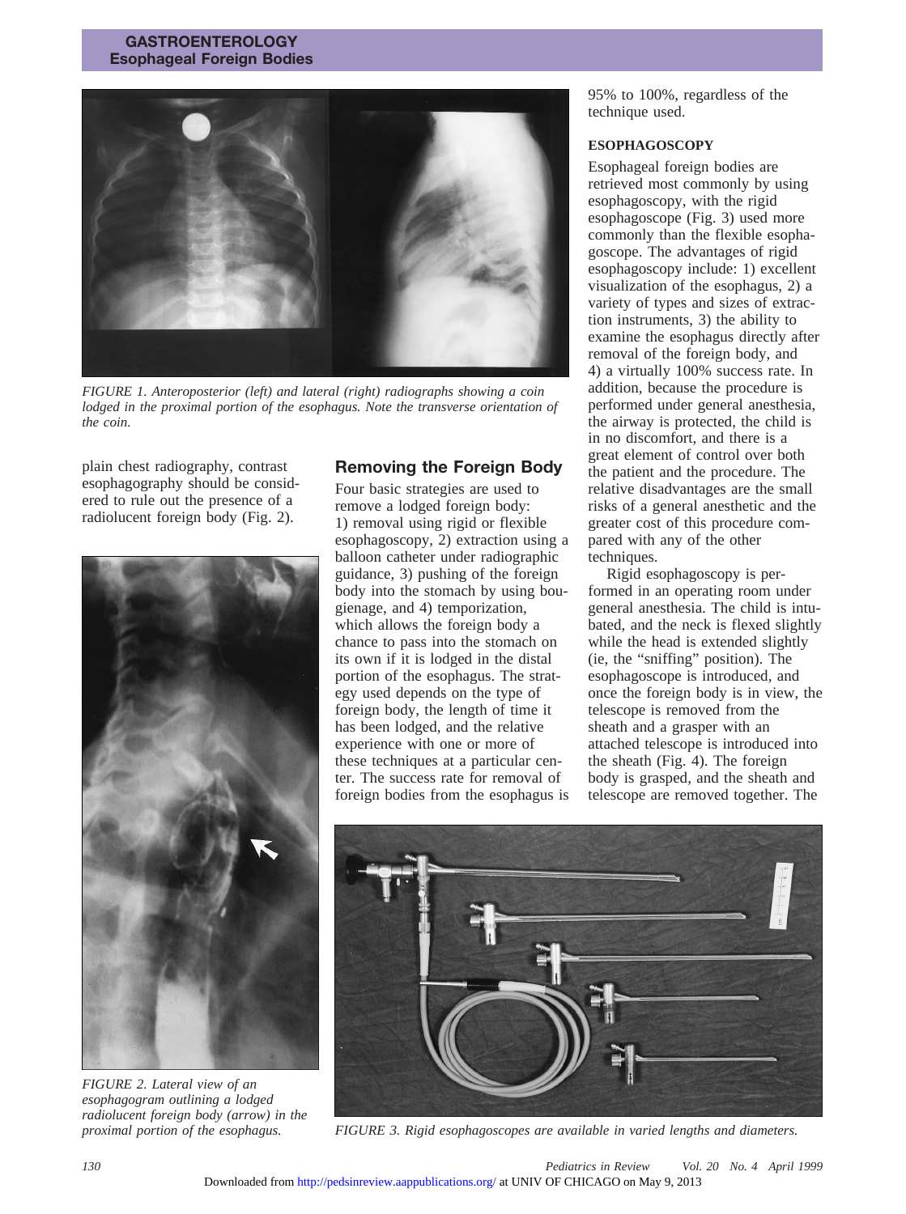FIGURE 1. Anteroposterior (left) and lateral (right) radiographs showing a coin lodged in the proximal portion of the esophagus. Note the transverse orientation of the coin.

plain chest radiography, contrast esophagography should be considered to rule out the presence of a radiolucent foreign body (Fig. 2).

FIGURE 2. Lateral view of an esophagogram outlining a lodged radiolucent foreign body (arrow) in the proximal portion of the esophagus.

## Removing the Foreign Body

Four basic strategies are used to remove a lodged foreign body: 1) removal using rigid or flexible esophagoscopy, 2) extraction using a balloon catheter under radiographic guidance, 3) pushing of the foreign body into the stomach by using bougienage, and 4) temporization, which allows the foreign body a chance to pass into the stomach on its own if it is lodged in the distal portion of the esophagus. The strategy used depends on the type of foreign body, the length of time it has been lodged, and the relative experience with one or more of these techniques at a particular center. The success rate for removal of foreign bodies from the esophagus is 95% to 100%, regardless of the technique used.

### ESOPHAGOSCOPY

Esophageal foreign bodies are retrieved most commonly by using esophagoscopy, with the rigid esophagoscope (Fig. 3) used more commonly than the flexible esophagoscope. The advantages of rigid esophagoscopy include: 1) excellent visualization of the esophagus, 2) a variety of types and sizes of extraction instruments, 3) the ability to examine the esophagus directly after removal of the foreign body, and 4) a virtually 100% success rate. In addition, because the procedure is performed under general anesthesia, the airway is protected, the child is in no discomfort, and there is a great element of control over both the patient and the procedure. The relative disadvantages are the small risks of a general anesthetic and the greater cost of this procedure compared with any of the other techniques.

Rigid esophagoscopy is performed in an operating room under general anesthesia. The child is intubated, and the neck is flexed slightly while the head is extended slightly (ie, the "sniffing" position). The esophagoscope is introduced, and once the foreign body is in view, the telescope is removed from the sheath and a grasper with an attached telescope is introduced into the sheath (Fig. 4). The foreign body is grasped, and the sheath and telescope are removed together. The

FIGURE 3. Rigid esophagoscopes are available in varied lengths and diameters.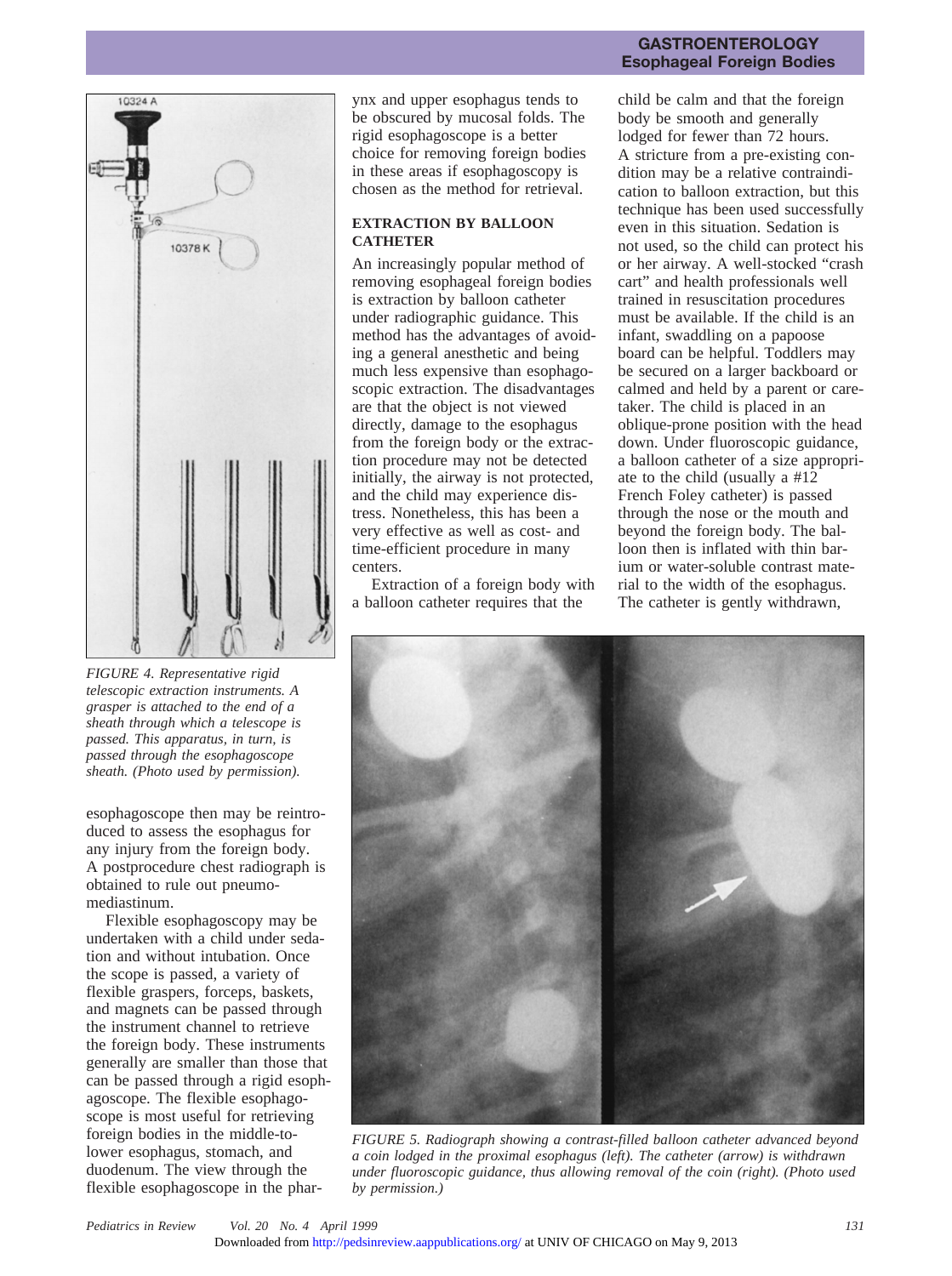FIGURE 4. Representative rigid telescopic extraction instruments. A grasper is attached to the end of a sheath through which a telescope is passed. This apparatus, in turn, is passed through the esophagoscope sheath. (Photo used by permission).

esophagoscope then may be reintroduced to assess the esophagus for any injury from the foreign body. A postprocedure chest radiograph is obtained to rule out pneumomediastinum.

Flexible esophagoscopy may be undertaken with a child under sedation and without intubation. Once the scope is passed, a variety of flexible graspers, forceps, baskets, and magnets can be passed through the instrument channel to retrieve the foreign body. These instruments generally are smaller than those that can be passed through a rigid esophagoscope. The flexible esophagoscope is most useful for retrieving foreign bodies in the middle-to-lower esophagus, stomach, and duodenum. The view through the flexible esophagoscope in the pharynx and upper esophagus tends to be obscured by mucosal folds. The rigid esophagoscope is a better choice for removing foreign bodies in these areas if esophagoscopy is chosen as the method for retrieval.

## EXTRACTION BY BALLOON CATHETER

An increasingly popular method of removing esophageal foreign bodies is extraction by balloon catheter under radiographic guidance. This method has the advantages of avoiding a general anesthetic and being much less expensive than esophagoscopic extraction. The disadvantages are that the object is not viewed directly, damage to the esophagus from the foreign body or the extraction procedure may not be detected initially, the airway is not protected, and the child may experience distress. Nonetheless, this has been a very effective as well as cost- and time-efficient procedure in many centers.

Extraction of a foreign body with a balloon catheter requires that the child be calm and that the foreign body be smooth and generally lodged for fewer than 72 hours. A stricture from a pre-existing condition may be a relative contraindication to balloon extraction, but this technique has been used successfully even in this situation. Sedation is not used, so the child can protect his or her airway. A well-stocked "crash cart" and health professionals well trained in resuscitation procedures must be available. If the child is an infant, swaddling on a papoose board can be helpful. Toddlers may be secured on a larger backboard or calmed and held by a parent or caretaker. The child is placed in an oblique-prone position with the head down. Under fluoroscopic guidance, a balloon catheter of a size appropriate to the child (usually a #12 French Foley catheter) is passed through the nose or the mouth and beyond the foreign body. The balloon then is inflated with thin barium or water-soluble contrast material to the width of the esophagus. The catheter is gently withdrawn,

FIGURE 5. Radiograph showing a contrast-filled balloon catheter advanced beyond a coin lodged in the proximal esophagus (left). The catheter (arrow) is withdrawn under fluoroscopic guidance, thus allowing removal of the coin (right). (Photo used by permission.)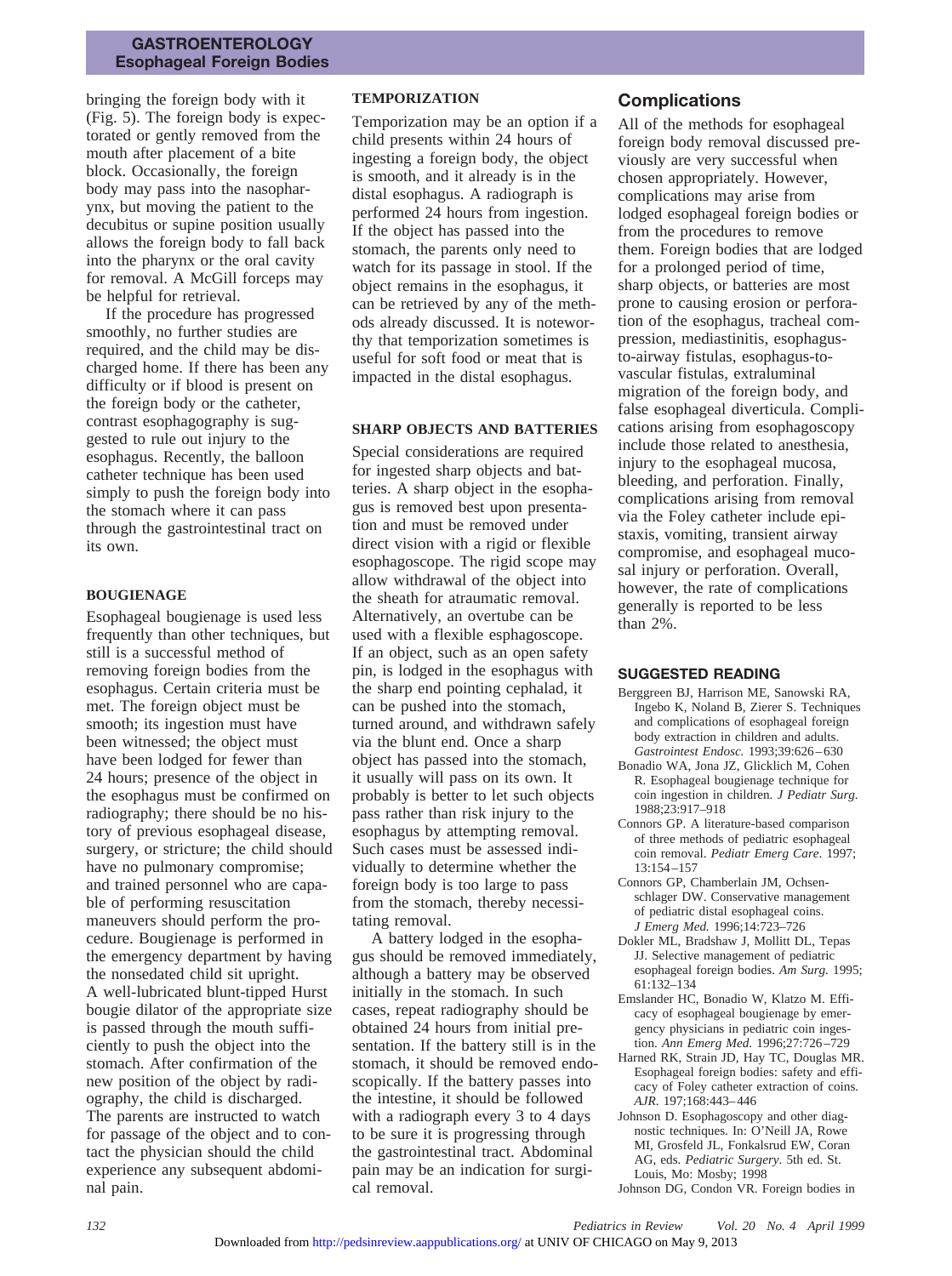bringing the foreign body with it (Fig. 5). The foreign body is expectorated or gently removed from the mouth after placement of a bite block. Occasionally, the foreign body may pass into the nasopharynx, but moving the patient to the decubitus or supine position usually allows the foreign body to fall back into the pharynx or the oral cavity for removal. A McGill forceps may be helpful for retrieval.

If the procedure has progressed smoothly, no further studies are required, and the child may be discharged home. If there has been any difficulty or if blood is present on the foreign body or the catheter, contrast esophagography is suggested to rule out injury to the esophagus. Recently, the balloon catheter technique has been used simply to push the foreign body into the stomach where it can pass through the gastrointestinal tract on its own.

### BOUGIENAGE

Esophageal bougienage is used less frequently than other techniques, but still is a successful method of removing foreign bodies from the esophagus. Certain criteria must be met. The foreign object must be smooth; its ingestion must have been witnessed; the object must have been lodged for fewer than 24 hours; presence of the object in the esophagus must be confirmed on radiography; there should be no history of previous esophageal disease, surgery, or stricture; the child should have no pulmonary compromise; and trained personnel who are capable of performing resuscitation maneuvers should perform the procedure. Bougienage is performed in the emergency department by having the nonsedated child sit upright. A well-lubricated blunt-tipped Hurst bougie dilator of the appropriate size is passed through the mouth sufficiently to push the object into the stomach. After confirmation of the new position of the object by radiography, the child is discharged. The parents are instructed to watch for passage of the object and to contact the physician should the child experience any subsequent abdominal pain.

### TEMPORIZATION

Temporization may be an option if a child presents within 24 hours of ingesting a foreign body, the object is smooth, and it already is in the distal esophagus. A radiograph is performed 24 hours from ingestion. If the object has passed into the stomach, the parents only need to watch for its passage in stool. If the object remains in the esophagus, it can be retrieved by any of the methods already discussed. It is noteworthy that temporization sometimes is useful for soft food or meat that is impacted in the distal esophagus.

### SHARP OBJECTS AND BATTERIES

Special considerations are required for ingested sharp objects and batteries. A sharp object in the esophagus is removed best upon presentation and must be removed under direct vision with a rigid or flexible esophagoscope. The rigid scope may allow withdrawal of the object into the sheath for atraumatic removal. Alternatively, an overtube can be used with a flexible esphagoscope. If an object, such as an open safety pin, is lodged in the esophagus with the sharp end pointing cephalad, it can be pushed into the stomach, turned around, and withdrawn safely via the blunt end. Once a sharp object has passed into the stomach, it usually will pass on its own. It probably is better to let such objects pass rather than risk injury to the esophagus by attempting removal. Such cases must be assessed individually to determine whether the foreign body is too large to pass from the stomach, thereby necessitating removal.

A battery lodged in the esophagus should be removed immediately, although a battery may be observed initially in the stomach. In such cases, repeat radiography should be obtained 24 hours from initial presentation. If the battery still is in the stomach, it should be removed endoscopically. If the battery passes into the intestine, it should be followed with a radiograph every 3 to 4 days to be sure it is progressing through the gastrointestinal tract. Abdominal pain may be an indication for surgical removal.

## Complications

All of the methods for esophageal foreign body removal discussed previously are very successful when chosen appropriately. However, complications may arise from lodged esophageal foreign bodies or from the procedures to remove them. Foreign bodies that are lodged for a prolonged period of time, sharp objects, or batteries are most prone to causing erosion or perforation of the esophagus, tracheal compression, mediastinitis, esophagus-to-airway fistulas, esophagus-to-vascular fistulas, extraluminal migration of the foreign body, and false esophageal diverticula. Complications arising from esophagoscopy include those related to anesthesia, injury to the esophageal mucosa, bleeding, and perforation. Finally, complications arising from removal via the Foley catheter include epistaxis, vomiting, transient airway compromise, and esophageal mucosal injury or perforation. Overall, however, the rate of complications generally is reported to be less than 2%.

## SUGGESTED READING

Berggreen BJ, Harrison ME, Sanowski RA, Ingebo K, Noland B, Zierer S. Techniques and complications of esophageal foreign body extraction in children and adults. *Gastrointest Endosc.* 1993;39:626–630

Bonadio WA, Jona JZ, Glicklich M, Cohen R. Esophageal bougienage technique for coin ingestion in children. *J Pediatr Surg.* 1988;23:917–918

Connors GP. A literature-based comparison of three methods of pediatric esophageal coin removal. *Pediatr Emerg Care.* 1997; 13:154–157

Connors GP, Chamberlain JM, Ochsenschlager DW. Conservative management of pediatric distal esophageal coins. *J Emerg Med.* 1996;14:723–726

Dokler ML, Bradshaw J, Mollitt DL, Tepas JJ. Selective management of pediatric esophageal foreign bodies. *Am Surg.* 1995; 61:132–134

Emslander HC, Bonadio W, Klatzo M. Efficacy of esophageal bougienage by emergency physicians in pediatric coin ingestion. *Ann Emerg Med.* 1996;27:726–729

Harned RK, Strain JD, Hay TC, Douglas MR. Esophageal foreign bodies: safety and efficacy of Foley catheter extraction of coins. *AJR.* 197;168:443–446

Johnson D. Esophagoscopy and other diagnostic techniques. In: O'Neill JA, Rowe MI, Grosfeld JL, Fonkalsrud EW, Coran AG, eds. *Pediatric Surgery*. 5th ed. St. Louis, Mo: Mosby; 1998

Johnson DG, Condon VR. Foreign bodies in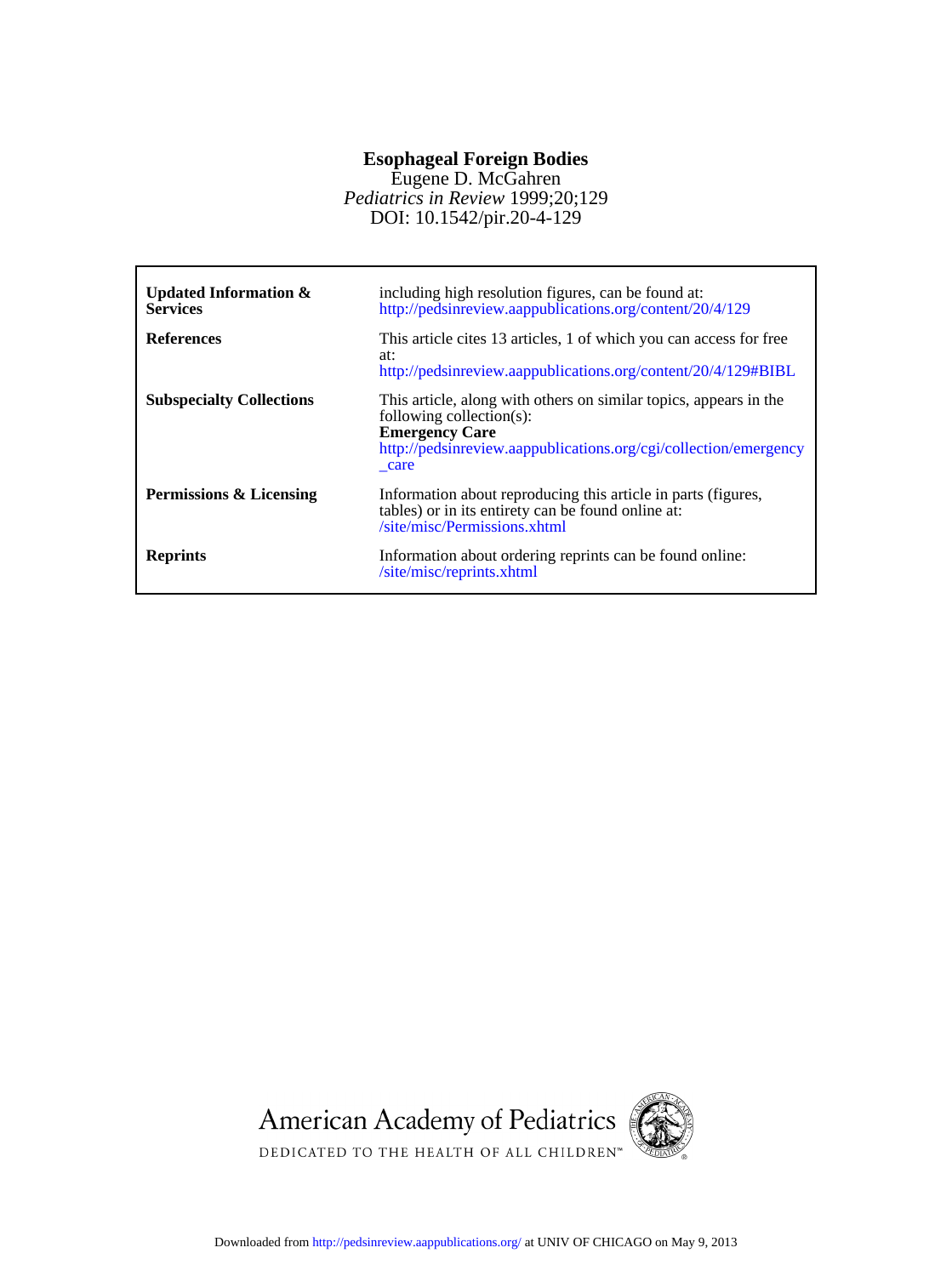**Esophageal Foreign Bodies**

Eugene D. McGahren

*Pediatrics in Review* 1999;20;129

DOI: 10.1542/pir.20-4-129

| | |
|---|---|
| **Updated Information & Services** | including high resolution figures, can be found at: http://pedsinreview.aappublications.org/content/20/4/129 |
| **References** | This article cites 13 articles, 1 of which you can access for free at: http://pedsinreview.aappublications.org/content/20/4/129#BIBL |
| **Subspecialty Collections** | This article, along with others on similar topics, appears in the following collection(s): **Emergency Care** http://pedsinreview.aappublications.org/cgi/collection/emergency_care |
| **Permissions & Licensing** | Information about reproducing this article in parts (figures, tables) or in its entirety can be found online at: /site/misc/Permissions.xhtml |
| **Reprints** | Information about ordering reprints can be found online: /site/misc/reprints.xhtml |

American Academy of Pediatrics

DEDICATED TO THE HEALTH OF ALL CHILDREN™

Downloaded from http://pedsinreview.aappublications.org/ at UNIV OF CHICAGO on May 9, 2013